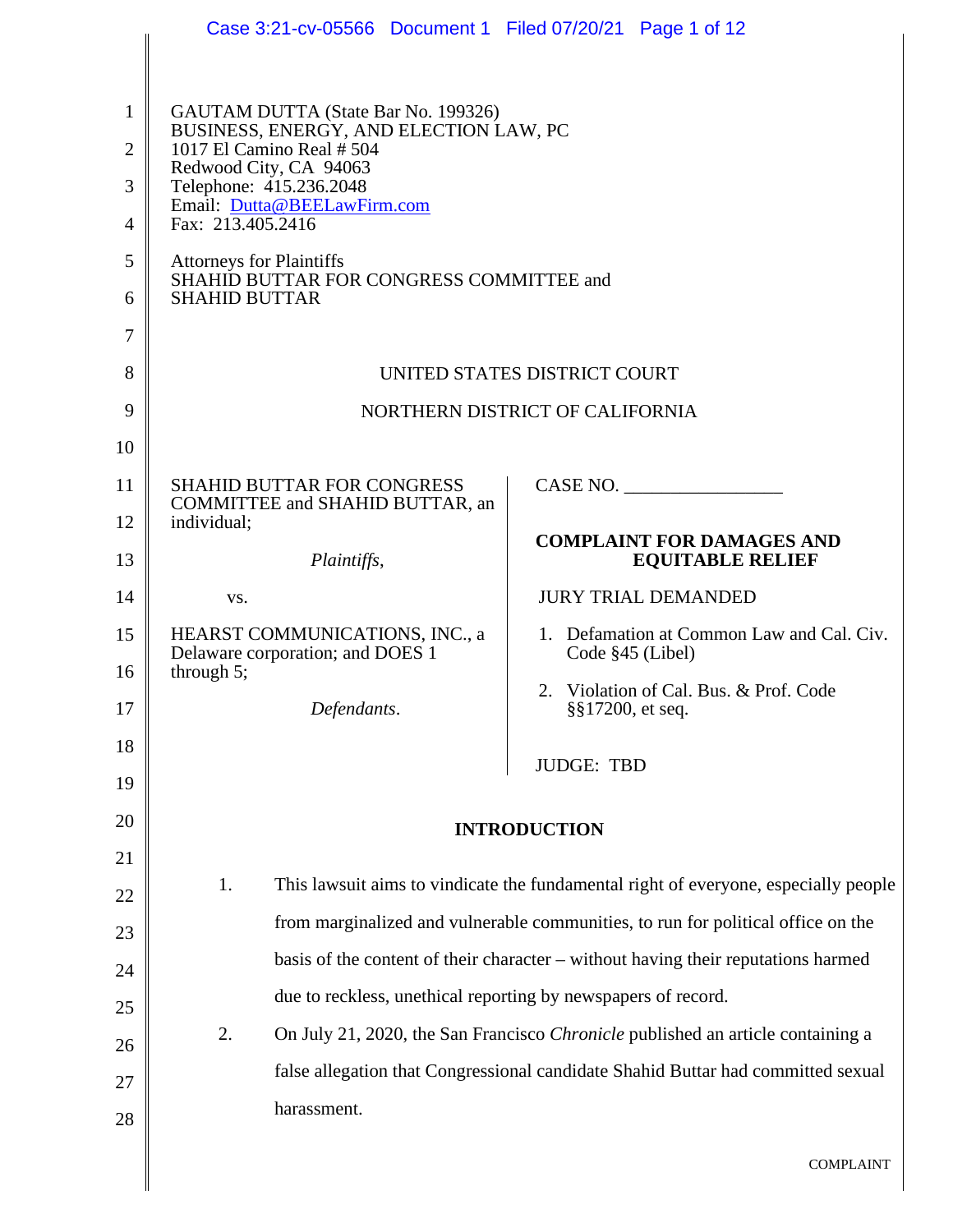GAUTAM DUTTA (State Bar No. 199326)
BUSINESS, ENERGY, AND ELECTION LAW, PC
1017 El Camino Real # 504
Redwood City, CA 94063
Telephone: 415.236.2048
Email: Dutta@BEELawFirm.com
Fax: 213.405.2416

Attorneys for Plaintiffs
SHAHID BUTTAR FOR CONGRESS COMMITTEE and
SHAHID BUTTAR

UNITED STATES DISTRICT COURT

NORTHERN DISTRICT OF CALIFORNIA

SHAHID BUTTAR FOR CONGRESS COMMITTEE and SHAHID BUTTAR, an individual;

*Plaintiffs*,

vs.

HEARST COMMUNICATIONS, INC., a Delaware corporation; and DOES 1 through 5;

*Defendants*.

CASE NO. ________________

**COMPLAINT FOR DAMAGES AND EQUITABLE RELIEF**

JURY TRIAL DEMANDED

1. Defamation at Common Law and Cal. Civ. Code §45 (Libel)
2. Violation of Cal. Bus. & Prof. Code §§17200, et seq.

JUDGE: TBD

## INTRODUCTION

1. This lawsuit aims to vindicate the fundamental right of everyone, especially people from marginalized and vulnerable communities, to run for political office on the basis of the content of their character – without having their reputations harmed due to reckless, unethical reporting by newspapers of record.

2. On July 21, 2020, the San Francisco *Chronicle* published an article containing a false allegation that Congressional candidate Shahid Buttar had committed sexual harassment.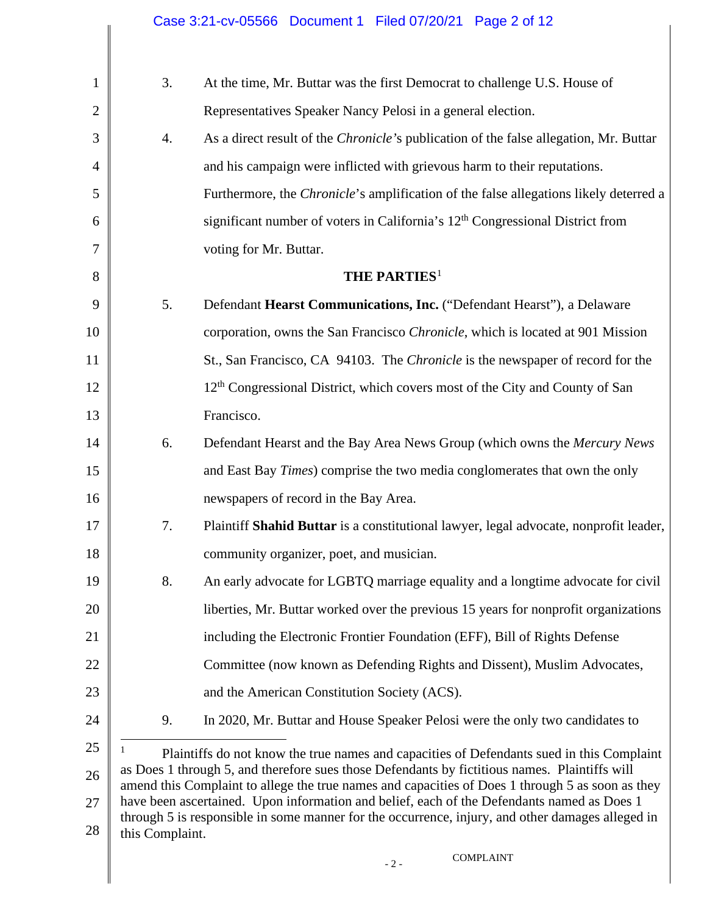3. At the time, Mr. Buttar was the first Democrat to challenge U.S. House of Representatives Speaker Nancy Pelosi in a general election.

4. As a direct result of the *Chronicle*'s publication of the false allegation, Mr. Buttar and his campaign were inflicted with grievous harm to their reputations. Furthermore, the *Chronicle*'s amplification of the false allegations likely deterred a significant number of voters in California's 12th Congressional District from voting for Mr. Buttar.

## THE PARTIES[1]

5. Defendant **Hearst Communications, Inc.** ("Defendant Hearst"), a Delaware corporation, owns the San Francisco *Chronicle*, which is located at 901 Mission St., San Francisco, CA 94103. The *Chronicle* is the newspaper of record for the 12th Congressional District, which covers most of the City and County of San Francisco.

6. Defendant Hearst and the Bay Area News Group (which owns the *Mercury News* and East Bay *Times*) comprise the two media conglomerates that own the only newspapers of record in the Bay Area.

7. Plaintiff **Shahid Buttar** is a constitutional lawyer, legal advocate, nonprofit leader, community organizer, poet, and musician.

8. An early advocate for LGBTQ marriage equality and a longtime advocate for civil liberties, Mr. Buttar worked over the previous 15 years for nonprofit organizations including the Electronic Frontier Foundation (EFF), Bill of Rights Defense Committee (now known as Defending Rights and Dissent), Muslim Advocates, and the American Constitution Society (ACS).

9. In 2020, Mr. Buttar and House Speaker Pelosi were the only two candidates to

---

[1] Plaintiffs do not know the true names and capacities of Defendants sued in this Complaint as Does 1 through 5, and therefore sues those Defendants by fictitious names. Plaintiffs will amend this Complaint to allege the true names and capacities of Does 1 through 5 as soon as they have been ascertained. Upon information and belief, each of the Defendants named as Does 1 through 5 is responsible in some manner for the occurrence, injury, and other damages alleged in this Complaint.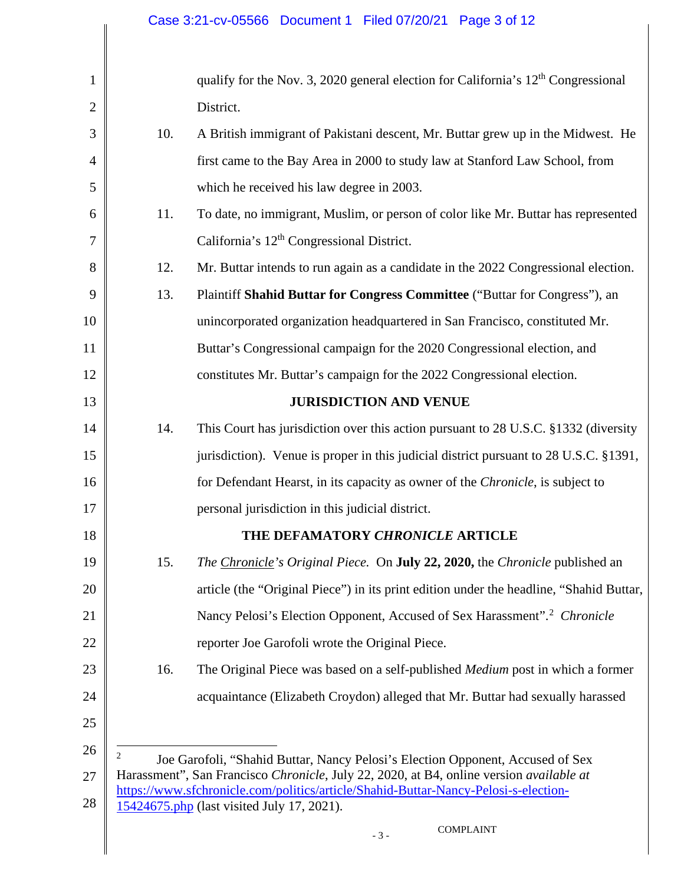qualify for the Nov. 3, 2020 general election for California's 12th Congressional District.

10. A British immigrant of Pakistani descent, Mr. Buttar grew up in the Midwest. He first came to the Bay Area in 2000 to study law at Stanford Law School, from which he received his law degree in 2003.

11. To date, no immigrant, Muslim, or person of color like Mr. Buttar has represented California's 12th Congressional District.

12. Mr. Buttar intends to run again as a candidate in the 2022 Congressional election.

13. Plaintiff **Shahid Buttar for Congress Committee** ("Buttar for Congress"), an unincorporated organization headquartered in San Francisco, constituted Mr. Buttar's Congressional campaign for the 2020 Congressional election, and constitutes Mr. Buttar's campaign for the 2022 Congressional election.

## JURISDICTION AND VENUE

14. This Court has jurisdiction over this action pursuant to 28 U.S.C. §1332 (diversity jurisdiction). Venue is proper in this judicial district pursuant to 28 U.S.C. §1391, for Defendant Hearst, in its capacity as owner of the *Chronicle*, is subject to personal jurisdiction in this judicial district.

## THE DEFAMATORY *CHRONICLE* ARTICLE

15. *The Chronicle's Original Piece.* On **July 22, 2020,** the *Chronicle* published an article (the "Original Piece") in its print edition under the headline, "Shahid Buttar, Nancy Pelosi's Election Opponent, Accused of Sex Harassment".[2] *Chronicle* reporter Joe Garofoli wrote the Original Piece.

16. The Original Piece was based on a self-published *Medium* post in which a former acquaintance (Elizabeth Croydon) alleged that Mr. Buttar had sexually harassed

---

[2] Joe Garofoli, "Shahid Buttar, Nancy Pelosi's Election Opponent, Accused of Sex Harassment", San Francisco *Chronicle*, July 22, 2020, at B4, online version *available at* https://www.sfchronicle.com/politics/article/Shahid-Buttar-Nancy-Pelosi-s-election-15424675.php (last visited July 17, 2021).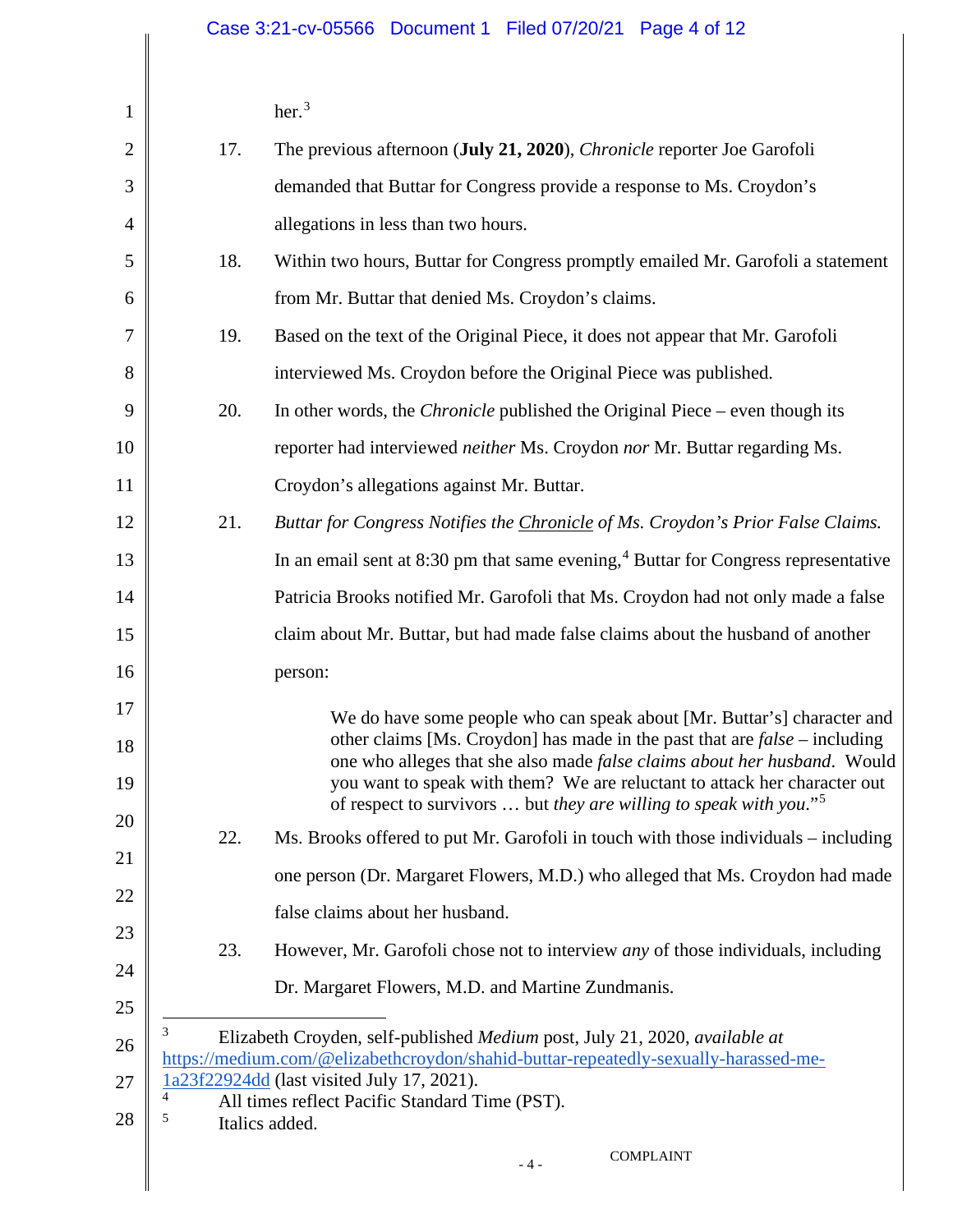her.[3]

17. The previous afternoon (**July 21, 2020**), *Chronicle* reporter Joe Garofoli demanded that Buttar for Congress provide a response to Ms. Croydon's allegations in less than two hours.

18. Within two hours, Buttar for Congress promptly emailed Mr. Garofoli a statement from Mr. Buttar that denied Ms. Croydon's claims.

19. Based on the text of the Original Piece, it does not appear that Mr. Garofoli interviewed Ms. Croydon before the Original Piece was published.

20. In other words, the *Chronicle* published the Original Piece – even though its reporter had interviewed *neither* Ms. Croydon *nor* Mr. Buttar regarding Ms. Croydon's allegations against Mr. Buttar.

21. *Buttar for Congress Notifies the Chronicle of Ms. Croydon's Prior False Claims.* In an email sent at 8:30 pm that same evening,[4] Buttar for Congress representative Patricia Brooks notified Mr. Garofoli that Ms. Croydon had not only made a false claim about Mr. Buttar, but had made false claims about the husband of another person:

> We do have some people who can speak about [Mr. Buttar's] character and other claims [Ms. Croydon] has made in the past that are *false* – including one who alleges that she also made *false claims about her husband*. Would you want to speak with them? We are reluctant to attack her character out of respect to survivors … but *they are willing to speak with you*."[5]

22. Ms. Brooks offered to put Mr. Garofoli in touch with those individuals – including one person (Dr. Margaret Flowers, M.D.) who alleged that Ms. Croydon had made false claims about her husband.

23. However, Mr. Garofoli chose not to interview *any* of those individuals, including Dr. Margaret Flowers, M.D. and Martine Zundmanis.

---

[3] Elizabeth Croyden, self-published *Medium* post, July 21, 2020, *available at* https://medium.com/@elizabethcroydon/shahid-buttar-repeatedly-sexually-harassed-me-1a23f22924dd (last visited July 17, 2021).

[4] All times reflect Pacific Standard Time (PST).

[5] Italics added.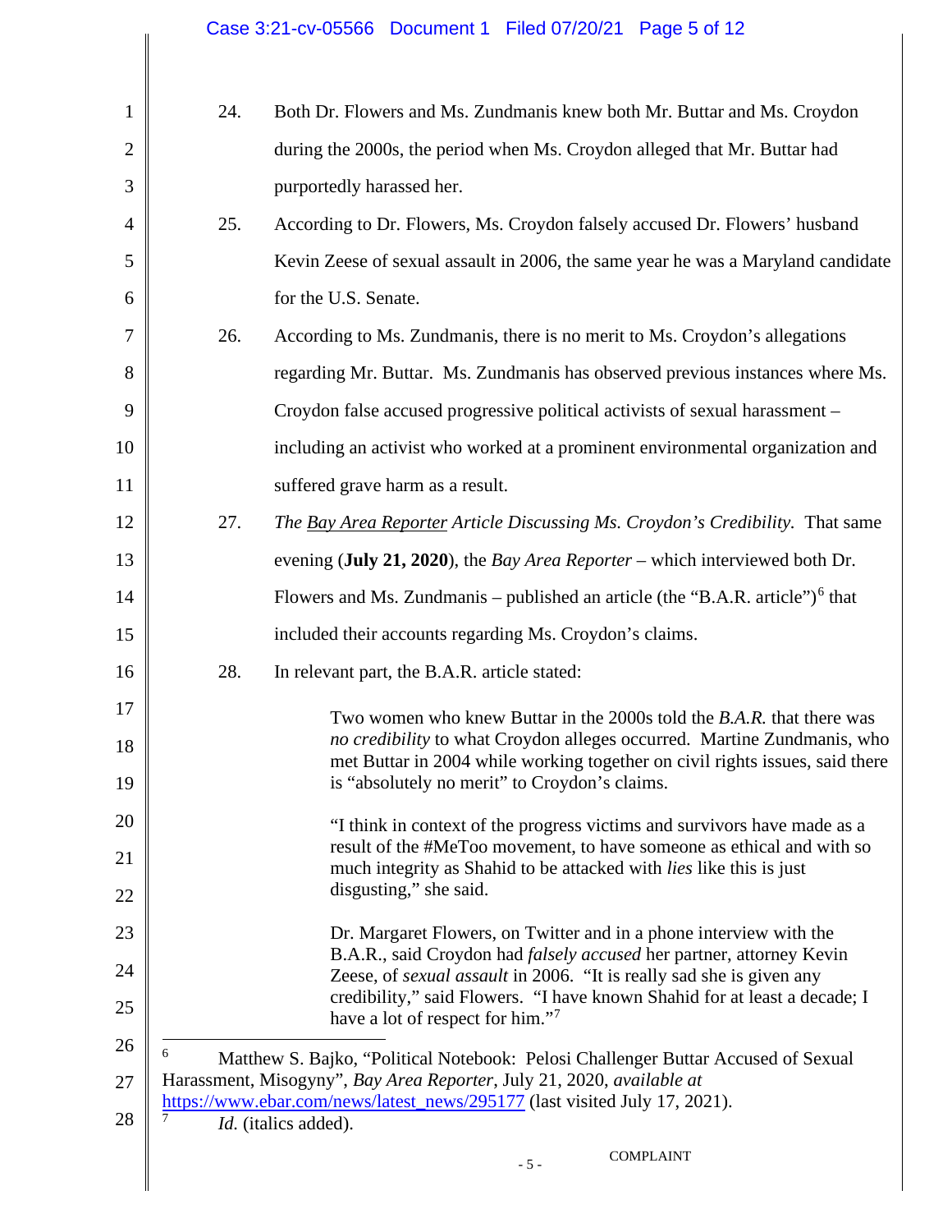24. Both Dr. Flowers and Ms. Zundmanis knew both Mr. Buttar and Ms. Croydon during the 2000s, the period when Ms. Croydon alleged that Mr. Buttar had purportedly harassed her.

25. According to Dr. Flowers, Ms. Croydon falsely accused Dr. Flowers' husband Kevin Zeese of sexual assault in 2006, the same year he was a Maryland candidate for the U.S. Senate.

26. According to Ms. Zundmanis, there is no merit to Ms. Croydon's allegations regarding Mr. Buttar. Ms. Zundmanis has observed previous instances where Ms. Croydon false accused progressive political activists of sexual harassment – including an activist who worked at a prominent environmental organization and suffered grave harm as a result.

27. *The <u>Bay Area Reporter</u> Article Discussing Ms. Croydon's Credibility.* That same evening (**July 21, 2020**), the *Bay Area Reporter* – which interviewed both Dr. Flowers and Ms. Zundmanis – published an article (the "B.A.R. article")[6] that included their accounts regarding Ms. Croydon's claims.

28. In relevant part, the B.A.R. article stated:

> Two women who knew Buttar in the 2000s told the *B.A.R.* that there was *no credibility* to what Croydon alleges occurred. Martine Zundmanis, who met Buttar in 2004 while working together on civil rights issues, said there is "absolutely no merit" to Croydon's claims.
>
> "I think in context of the progress victims and survivors have made as a result of the #MeToo movement, to have someone as ethical and with so much integrity as Shahid to be attacked with *lies* like this is just disgusting," she said.
>
> Dr. Margaret Flowers, on Twitter and in a phone interview with the B.A.R., said Croydon had *falsely accused* her partner, attorney Kevin Zeese, of *sexual assault* in 2006. "It is really sad she is given any credibility," said Flowers. "I have known Shahid for at least a decade; I have a lot of respect for him."[7]

---

[6] Matthew S. Bajko, "Political Notebook: Pelosi Challenger Buttar Accused of Sexual Harassment, Misogyny", *Bay Area Reporter*, July 21, 2020, *available at* https://www.ebar.com/news/latest_news/295177 (last visited July 17, 2021).

[7] *Id.* (italics added).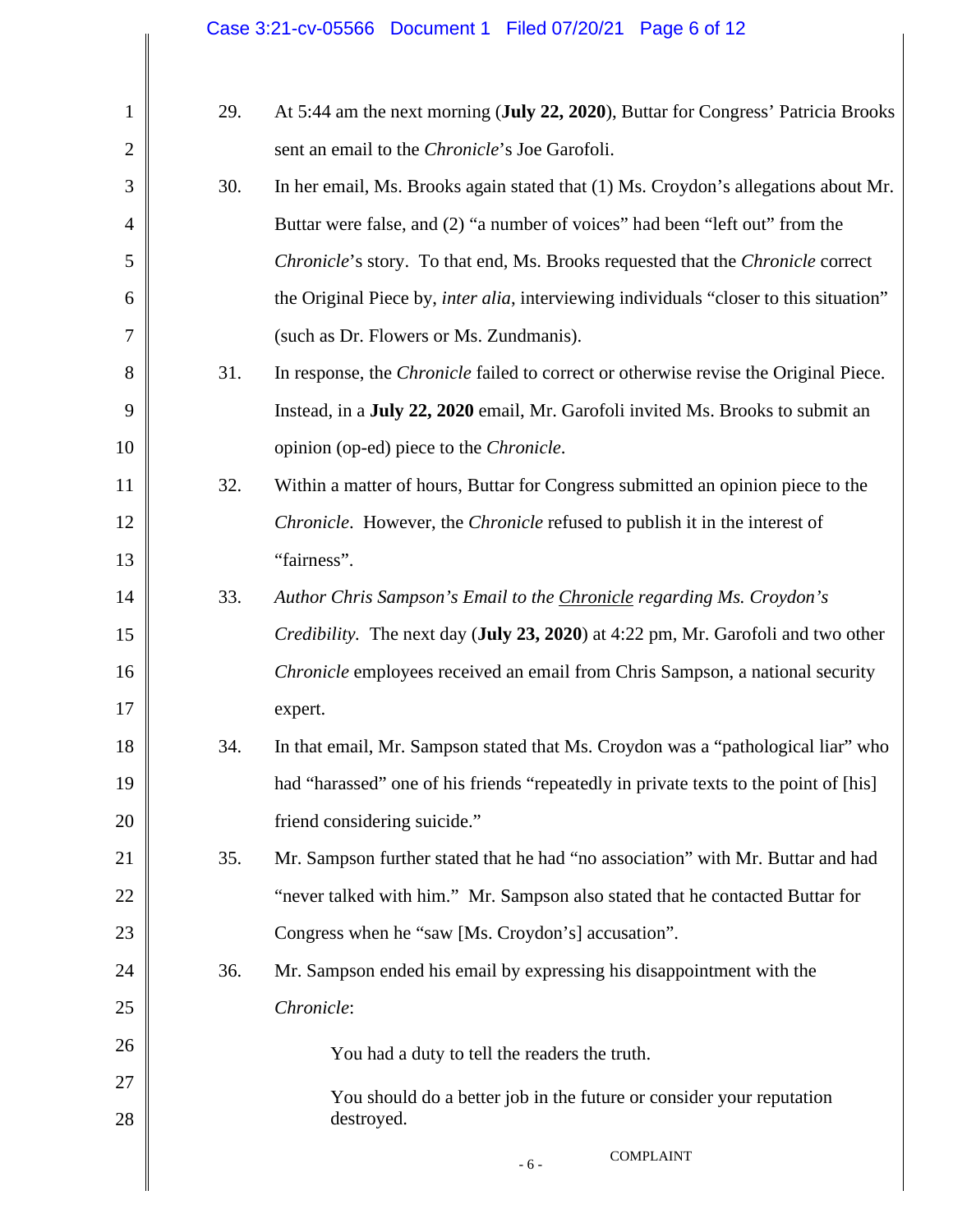29. At 5:44 am the next morning (**July 22, 2020**), Buttar for Congress' Patricia Brooks sent an email to the *Chronicle*'s Joe Garofoli.

30. In her email, Ms. Brooks again stated that (1) Ms. Croydon's allegations about Mr. Buttar were false, and (2) "a number of voices" had been "left out" from the *Chronicle*'s story. To that end, Ms. Brooks requested that the *Chronicle* correct the Original Piece by, *inter alia*, interviewing individuals "closer to this situation" (such as Dr. Flowers or Ms. Zundmanis).

31. In response, the *Chronicle* failed to correct or otherwise revise the Original Piece. Instead, in a **July 22, 2020** email, Mr. Garofoli invited Ms. Brooks to submit an opinion (op-ed) piece to the *Chronicle*.

32. Within a matter of hours, Buttar for Congress submitted an opinion piece to the *Chronicle*. However, the *Chronicle* refused to publish it in the interest of "fairness".

33. *Author Chris Sampson's Email to the Chronicle regarding Ms. Croydon's Credibility.* The next day (**July 23, 2020**) at 4:22 pm, Mr. Garofoli and two other *Chronicle* employees received an email from Chris Sampson, a national security expert.

34. In that email, Mr. Sampson stated that Ms. Croydon was a "pathological liar" who had "harassed" one of his friends "repeatedly in private texts to the point of [his] friend considering suicide."

35. Mr. Sampson further stated that he had "no association" with Mr. Buttar and had "never talked with him." Mr. Sampson also stated that he contacted Buttar for Congress when he "saw [Ms. Croydon's] accusation".

36. Mr. Sampson ended his email by expressing his disappointment with the *Chronicle*:

> You had a duty to tell the readers the truth.
>
> You should do a better job in the future or consider your reputation destroyed.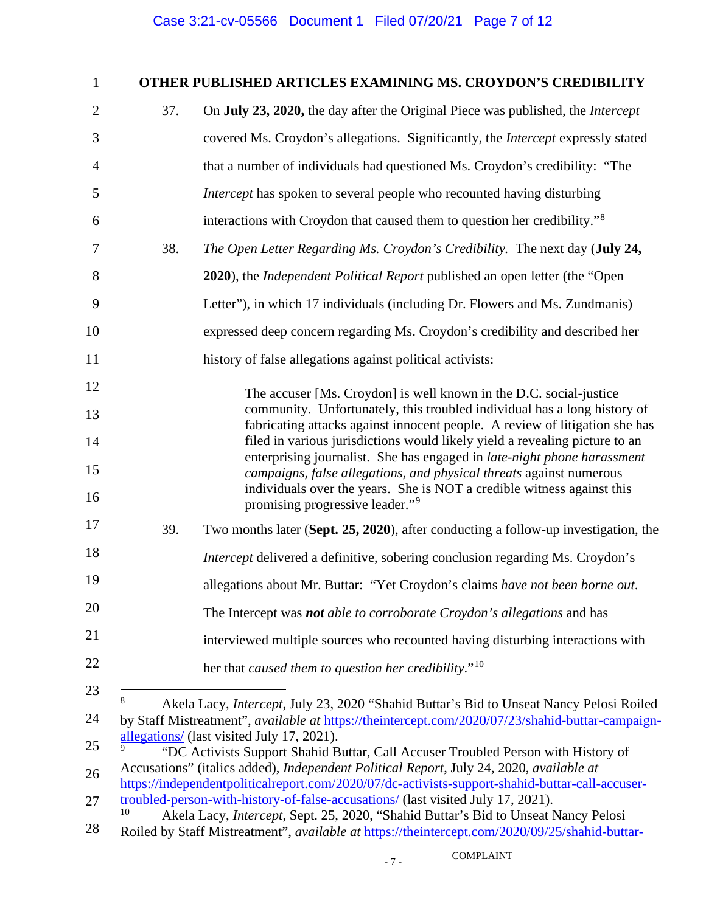## OTHER PUBLISHED ARTICLES EXAMINING MS. CROYDON'S CREDIBILITY

37. On **July 23, 2020,** the day after the Original Piece was published, the *Intercept* covered Ms. Croydon's allegations. Significantly, the *Intercept* expressly stated that a number of individuals had questioned Ms. Croydon's credibility: "The *Intercept* has spoken to several people who recounted having disturbing interactions with Croydon that caused them to question her credibility."[8]

38. *The Open Letter Regarding Ms. Croydon's Credibility.* The next day (**July 24, 2020**), the *Independent Political Report* published an open letter (the "Open Letter"), in which 17 individuals (including Dr. Flowers and Ms. Zundmanis) expressed deep concern regarding Ms. Croydon's credibility and described her history of false allegations against political activists:

> The accuser [Ms. Croydon] is well known in the D.C. social-justice community. Unfortunately, this troubled individual has a long history of fabricating attacks against innocent people. A review of litigation she has filed in various jurisdictions would likely yield a revealing picture to an enterprising journalist. She has engaged in *late-night phone harassment campaigns, false allegations, and physical threats* against numerous individuals over the years. She is NOT a credible witness against this promising progressive leader."[9]

39. Two months later (**Sept. 25, 2020**), after conducting a follow-up investigation, the *Intercept* delivered a definitive, sobering conclusion regarding Ms. Croydon's allegations about Mr. Buttar: "Yet Croydon's claims *have not been borne out*. The Intercept was ***not*** *able to corroborate Croydon's allegations* and has interviewed multiple sources who recounted having disturbing interactions with her that *caused them to question her credibility*."[10]

---

[8] Akela Lacy, *Intercept*, July 23, 2020 "Shahid Buttar's Bid to Unseat Nancy Pelosi Roiled by Staff Mistreatment", *available at* https://theintercept.com/2020/07/23/shahid-buttar-campaign-allegations/ (last visited July 17, 2021).

[9] "DC Activists Support Shahid Buttar, Call Accuser Troubled Person with History of Accusations" (italics added), *Independent Political Report*, July 24, 2020, *available at* https://independentpoliticalreport.com/2020/07/dc-activists-support-shahid-buttar-call-accuser-troubled-person-with-history-of-false-accusations/ (last visited July 17, 2021).

[10] Akela Lacy, *Intercept*, Sept. 25, 2020, "Shahid Buttar's Bid to Unseat Nancy Pelosi Roiled by Staff Mistreatment", *available at* https://theintercept.com/2020/09/25/shahid-buttar-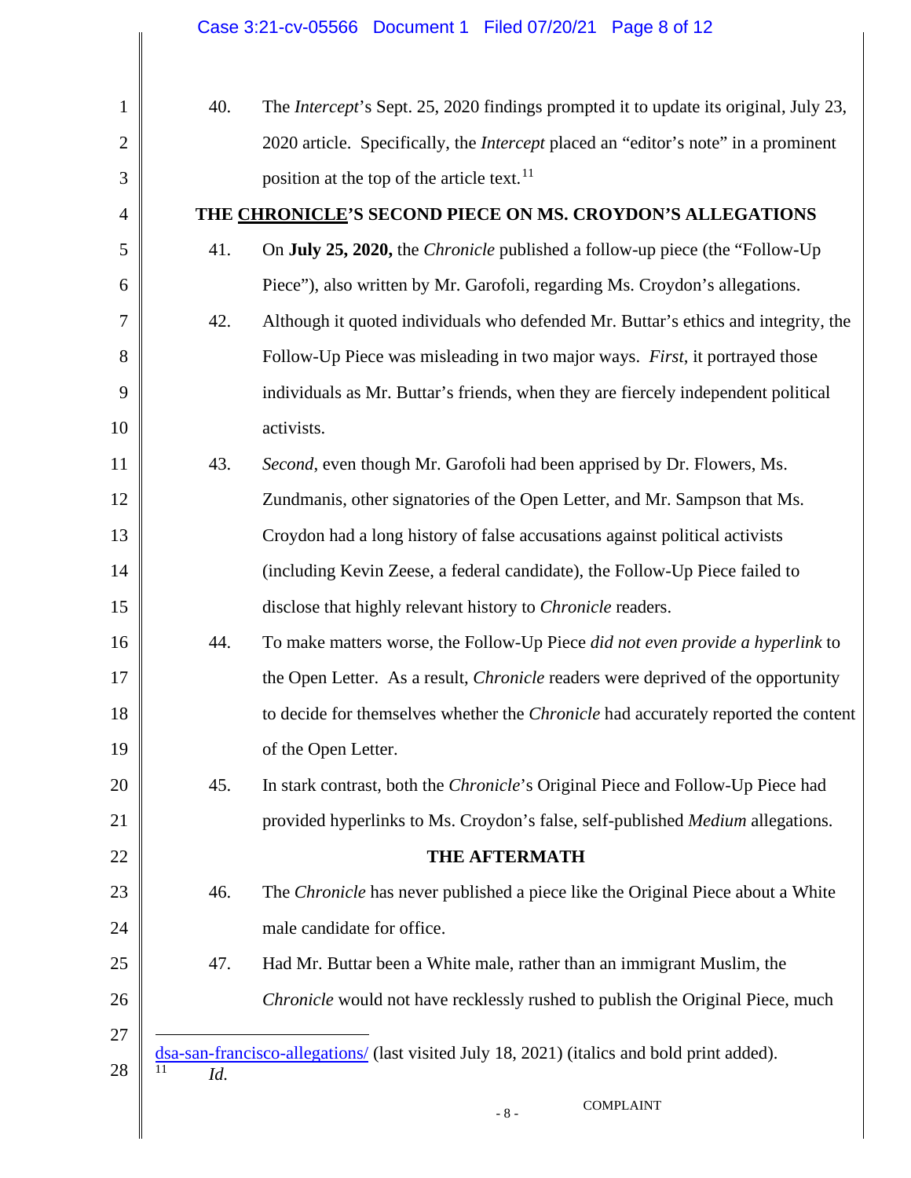40. The *Intercept*'s Sept. 25, 2020 findings prompted it to update its original, July 23, 2020 article. Specifically, the *Intercept* placed an "editor's note" in a prominent position at the top of the article text.[11]

## THE CHRONICLE'S SECOND PIECE ON MS. CROYDON'S ALLEGATIONS

41. On **July 25, 2020,** the *Chronicle* published a follow-up piece (the "Follow-Up Piece"), also written by Mr. Garofoli, regarding Ms. Croydon's allegations.

42. Although it quoted individuals who defended Mr. Buttar's ethics and integrity, the Follow-Up Piece was misleading in two major ways. *First*, it portrayed those individuals as Mr. Buttar's friends, when they are fiercely independent political activists.

43. *Second*, even though Mr. Garofoli had been apprised by Dr. Flowers, Ms. Zundmanis, other signatories of the Open Letter, and Mr. Sampson that Ms. Croydon had a long history of false accusations against political activists (including Kevin Zeese, a federal candidate), the Follow-Up Piece failed to disclose that highly relevant history to *Chronicle* readers.

44. To make matters worse, the Follow-Up Piece *did not even provide a hyperlink* to the Open Letter. As a result, *Chronicle* readers were deprived of the opportunity to decide for themselves whether the *Chronicle* had accurately reported the content of the Open Letter.

45. In stark contrast, both the *Chronicle*'s Original Piece and Follow-Up Piece had provided hyperlinks to Ms. Croydon's false, self-published *Medium* allegations.

## THE AFTERMATH

46. The *Chronicle* has never published a piece like the Original Piece about a White male candidate for office.

47. Had Mr. Buttar been a White male, rather than an immigrant Muslim, the *Chronicle* would not have recklessly rushed to publish the Original Piece, much

---

dsa-san-francisco-allegations/ (last visited July 18, 2021) (italics and bold print added).

[11] *Id.*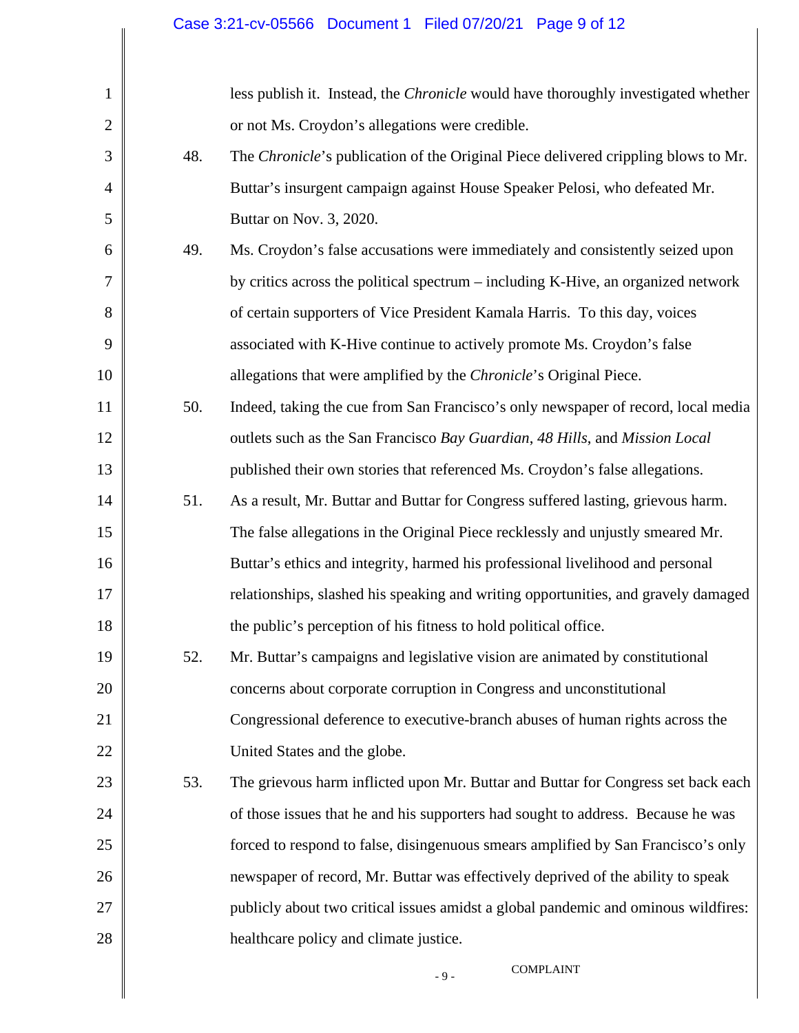less publish it. Instead, the *Chronicle* would have thoroughly investigated whether or not Ms. Croydon's allegations were credible.

48. The *Chronicle*'s publication of the Original Piece delivered crippling blows to Mr. Buttar's insurgent campaign against House Speaker Pelosi, who defeated Mr. Buttar on Nov. 3, 2020.

49. Ms. Croydon's false accusations were immediately and consistently seized upon by critics across the political spectrum – including K-Hive, an organized network of certain supporters of Vice President Kamala Harris. To this day, voices associated with K-Hive continue to actively promote Ms. Croydon's false allegations that were amplified by the *Chronicle*'s Original Piece.

50. Indeed, taking the cue from San Francisco's only newspaper of record, local media outlets such as the San Francisco *Bay Guardian*, *48 Hills*, and *Mission Local* published their own stories that referenced Ms. Croydon's false allegations.

51. As a result, Mr. Buttar and Buttar for Congress suffered lasting, grievous harm. The false allegations in the Original Piece recklessly and unjustly smeared Mr. Buttar's ethics and integrity, harmed his professional livelihood and personal relationships, slashed his speaking and writing opportunities, and gravely damaged the public's perception of his fitness to hold political office.

52. Mr. Buttar's campaigns and legislative vision are animated by constitutional concerns about corporate corruption in Congress and unconstitutional Congressional deference to executive-branch abuses of human rights across the United States and the globe.

53. The grievous harm inflicted upon Mr. Buttar and Buttar for Congress set back each of those issues that he and his supporters had sought to address. Because he was forced to respond to false, disingenuous smears amplified by San Francisco's only newspaper of record, Mr. Buttar was effectively deprived of the ability to speak publicly about two critical issues amidst a global pandemic and ominous wildfires: healthcare policy and climate justice.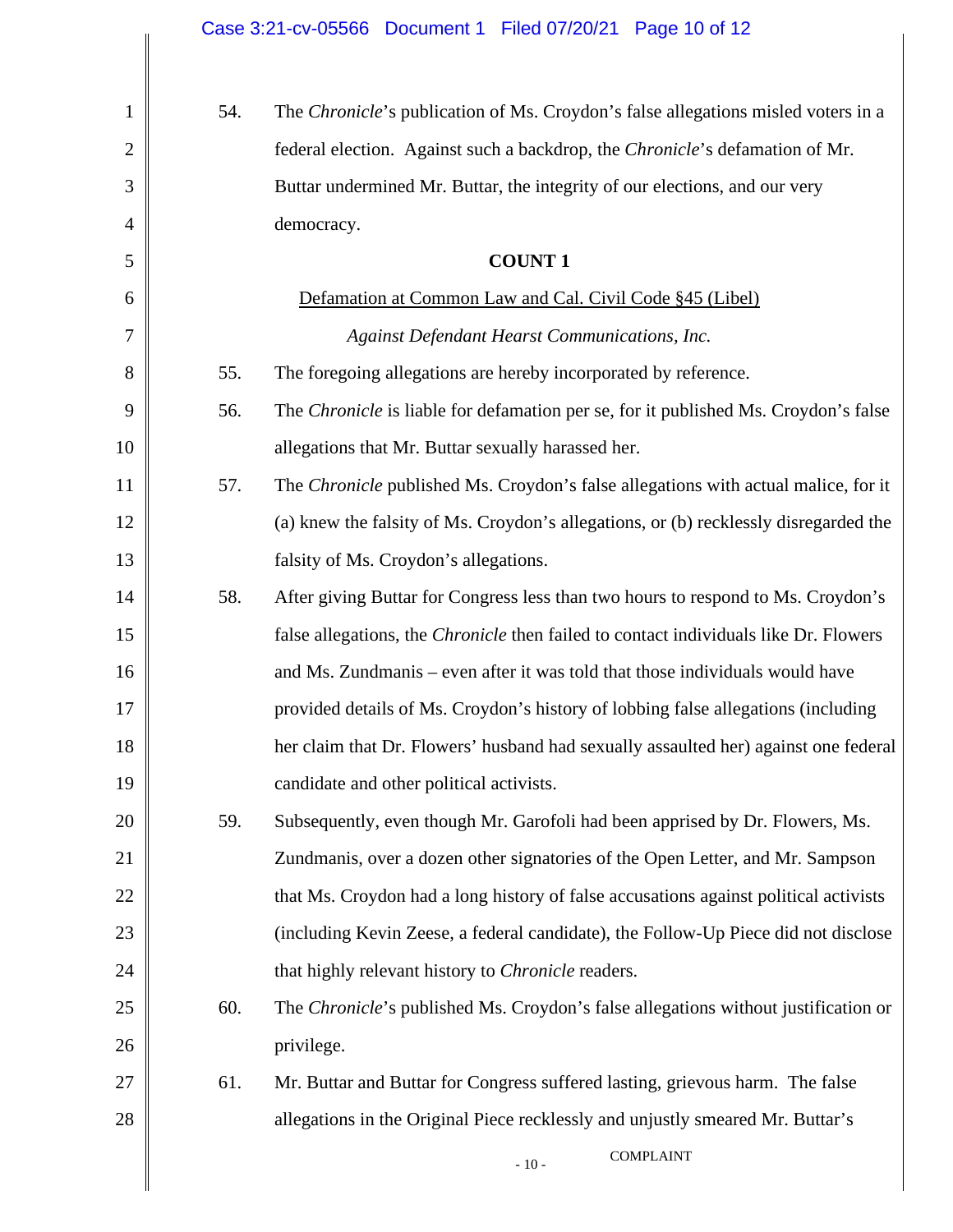54. The *Chronicle*'s publication of Ms. Croydon's false allegations misled voters in a federal election. Against such a backdrop, the *Chronicle*'s defamation of Mr. Buttar undermined Mr. Buttar, the integrity of our elections, and our very democracy.

**COUNT 1**

Defamation at Common Law and Cal. Civil Code §45 (Libel)

*Against Defendant Hearst Communications, Inc.*

55. The foregoing allegations are hereby incorporated by reference.

56. The *Chronicle* is liable for defamation per se, for it published Ms. Croydon's false allegations that Mr. Buttar sexually harassed her.

57. The *Chronicle* published Ms. Croydon's false allegations with actual malice, for it (a) knew the falsity of Ms. Croydon's allegations, or (b) recklessly disregarded the falsity of Ms. Croydon's allegations.

58. After giving Buttar for Congress less than two hours to respond to Ms. Croydon's false allegations, the *Chronicle* then failed to contact individuals like Dr. Flowers and Ms. Zundmanis – even after it was told that those individuals would have provided details of Ms. Croydon's history of lobbing false allegations (including her claim that Dr. Flowers' husband had sexually assaulted her) against one federal candidate and other political activists.

59. Subsequently, even though Mr. Garofoli had been apprised by Dr. Flowers, Ms. Zundmanis, over a dozen other signatories of the Open Letter, and Mr. Sampson that Ms. Croydon had a long history of false accusations against political activists (including Kevin Zeese, a federal candidate), the Follow-Up Piece did not disclose that highly relevant history to *Chronicle* readers.

60. The *Chronicle*'s published Ms. Croydon's false allegations without justification or privilege.

61. Mr. Buttar and Buttar for Congress suffered lasting, grievous harm. The false allegations in the Original Piece recklessly and unjustly smeared Mr. Buttar's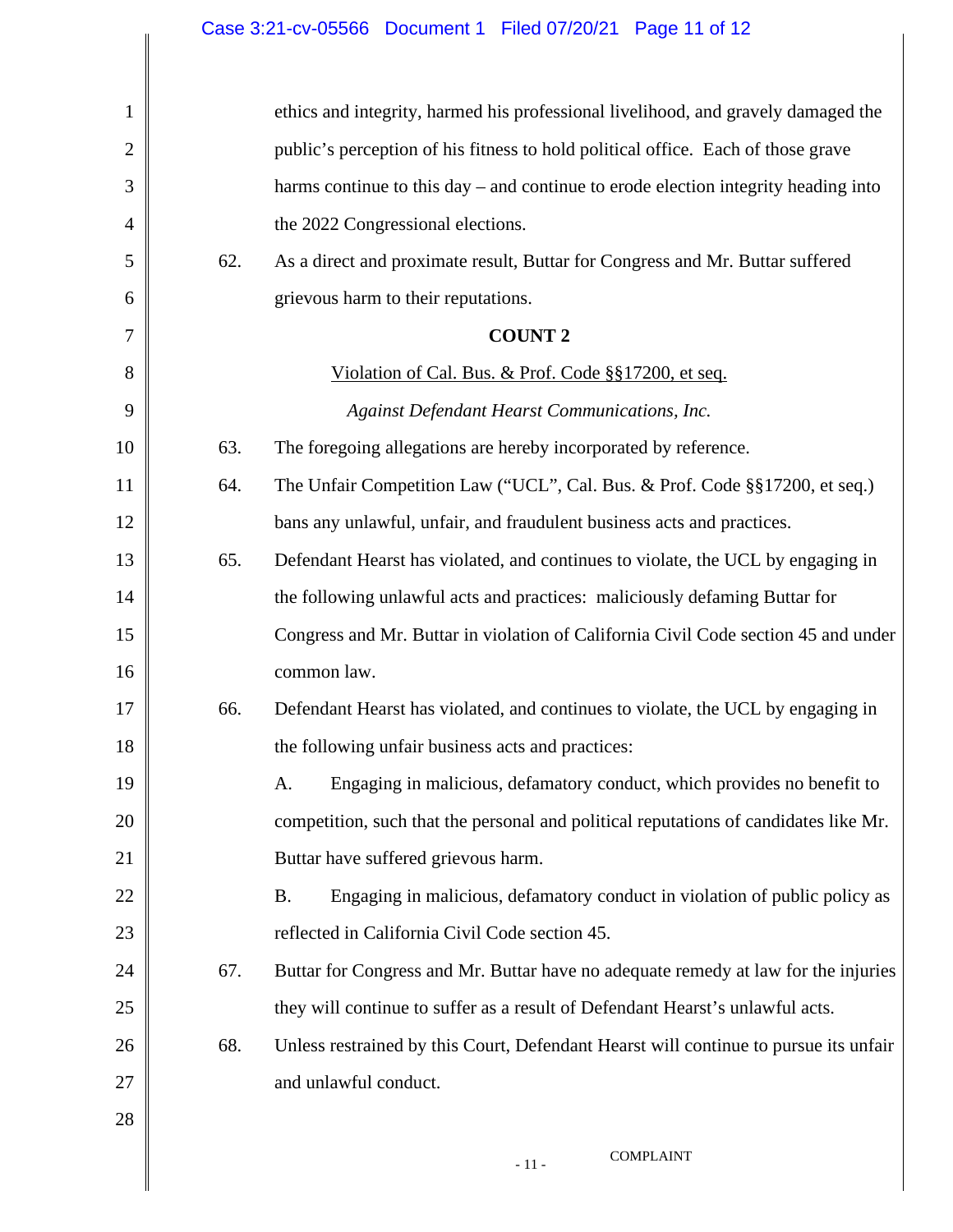ethics and integrity, harmed his professional livelihood, and gravely damaged the public's perception of his fitness to hold political office. Each of those grave harms continue to this day – and continue to erode election integrity heading into the 2022 Congressional elections.

62. As a direct and proximate result, Buttar for Congress and Mr. Buttar suffered grievous harm to their reputations.

**COUNT 2**

Violation of Cal. Bus. & Prof. Code §§17200, et seq.

*Against Defendant Hearst Communications, Inc.*

63. The foregoing allegations are hereby incorporated by reference.

64. The Unfair Competition Law ("UCL", Cal. Bus. & Prof. Code §§17200, et seq.) bans any unlawful, unfair, and fraudulent business acts and practices.

65. Defendant Hearst has violated, and continues to violate, the UCL by engaging in the following unlawful acts and practices: maliciously defaming Buttar for Congress and Mr. Buttar in violation of California Civil Code section 45 and under common law.

66. Defendant Hearst has violated, and continues to violate, the UCL by engaging in the following unfair business acts and practices:

A. Engaging in malicious, defamatory conduct, which provides no benefit to competition, such that the personal and political reputations of candidates like Mr. Buttar have suffered grievous harm.

B. Engaging in malicious, defamatory conduct in violation of public policy as reflected in California Civil Code section 45.

67. Buttar for Congress and Mr. Buttar have no adequate remedy at law for the injuries they will continue to suffer as a result of Defendant Hearst's unlawful acts.

68. Unless restrained by this Court, Defendant Hearst will continue to pursue its unfair and unlawful conduct.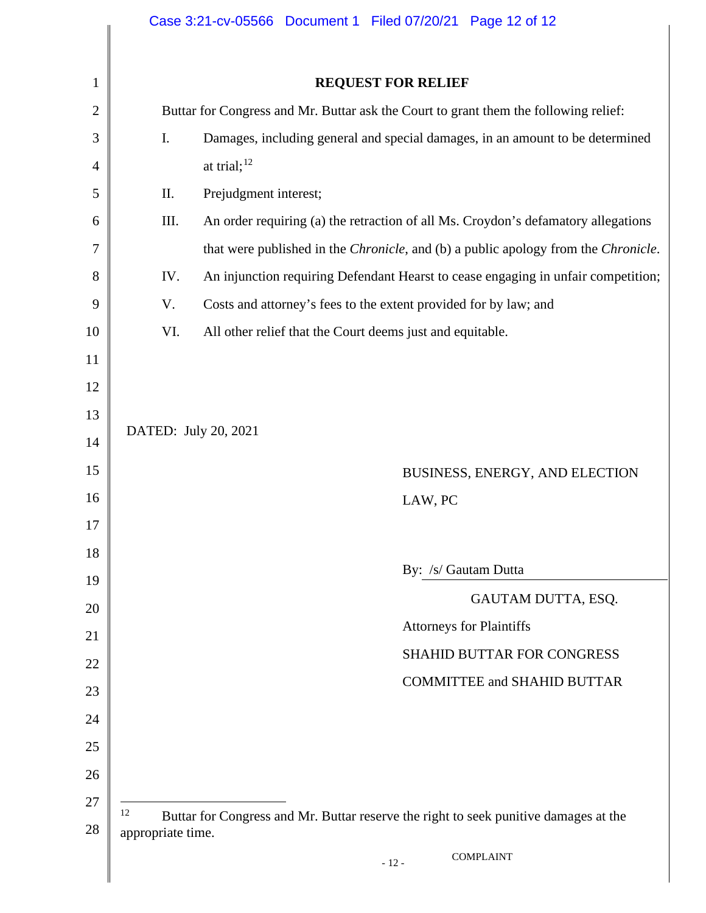## REQUEST FOR RELIEF

Buttar for Congress and Mr. Buttar ask the Court to grant them the following relief:

I. Damages, including general and special damages, in an amount to be determined at trial;[12]

II. Prejudgment interest;

III. An order requiring (a) the retraction of all Ms. Croydon's defamatory allegations that were published in the *Chronicle*, and (b) a public apology from the *Chronicle*.

IV. An injunction requiring Defendant Hearst to cease engaging in unfair competition;

V. Costs and attorney's fees to the extent provided for by law; and

VI. All other relief that the Court deems just and equitable.

DATED: July 20, 2021

BUSINESS, ENERGY, AND ELECTION LAW, PC

By: /s/ Gautam Dutta

GAUTAM DUTTA, ESQ.

Attorneys for Plaintiffs

SHAHID BUTTAR FOR CONGRESS COMMITTEE and SHAHID BUTTAR

---

[12] Buttar for Congress and Mr. Buttar reserve the right to seek punitive damages at the appropriate time.